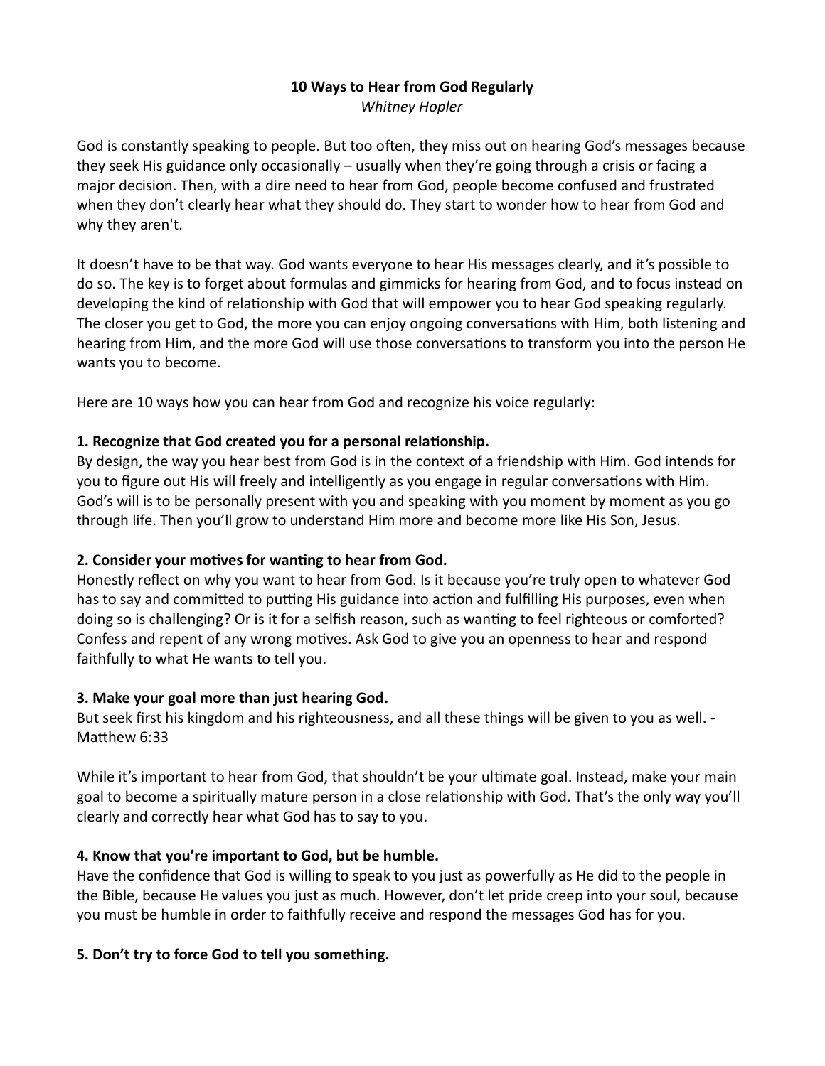# 10 Ways to Hear from God Regularly

*Whitney Hopler*

God is constantly speaking to people. But too often, they miss out on hearing God's messages because they seek His guidance only occasionally – usually when they're going through a crisis or facing a major decision. Then, with a dire need to hear from God, people become confused and frustrated when they don't clearly hear what they should do. They start to wonder how to hear from God and why they aren't.

It doesn't have to be that way. God wants everyone to hear His messages clearly, and it's possible to do so. The key is to forget about formulas and gimmicks for hearing from God, and to focus instead on developing the kind of relationship with God that will empower you to hear God speaking regularly. The closer you get to God, the more you can enjoy ongoing conversations with Him, both listening and hearing from Him, and the more God will use those conversations to transform you into the person He wants you to become.

Here are 10 ways how you can hear from God and recognize his voice regularly:

**1. Recognize that God created you for a personal relationship.**

By design, the way you hear best from God is in the context of a friendship with Him. God intends for you to figure out His will freely and intelligently as you engage in regular conversations with Him. God's will is to be personally present with you and speaking with you moment by moment as you go through life. Then you'll grow to understand Him more and become more like His Son, Jesus.

**2. Consider your motives for wanting to hear from God.**

Honestly reflect on why you want to hear from God. Is it because you're truly open to whatever God has to say and committed to putting His guidance into action and fulfilling His purposes, even when doing so is challenging? Or is it for a selfish reason, such as wanting to feel righteous or comforted? Confess and repent of any wrong motives. Ask God to give you an openness to hear and respond faithfully to what He wants to tell you.

**3. Make your goal more than just hearing God.**

But seek first his kingdom and his righteousness, and all these things will be given to you as well. - Matthew 6:33

While it's important to hear from God, that shouldn't be your ultimate goal. Instead, make your main goal to become a spiritually mature person in a close relationship with God. That's the only way you'll clearly and correctly hear what God has to say to you.

**4. Know that you're important to God, but be humble.**

Have the confidence that God is willing to speak to you just as powerfully as He did to the people in the Bible, because He values you just as much. However, don't let pride creep into your soul, because you must be humble in order to faithfully receive and respond the messages God has for you.

**5. Don't try to force God to tell you something.**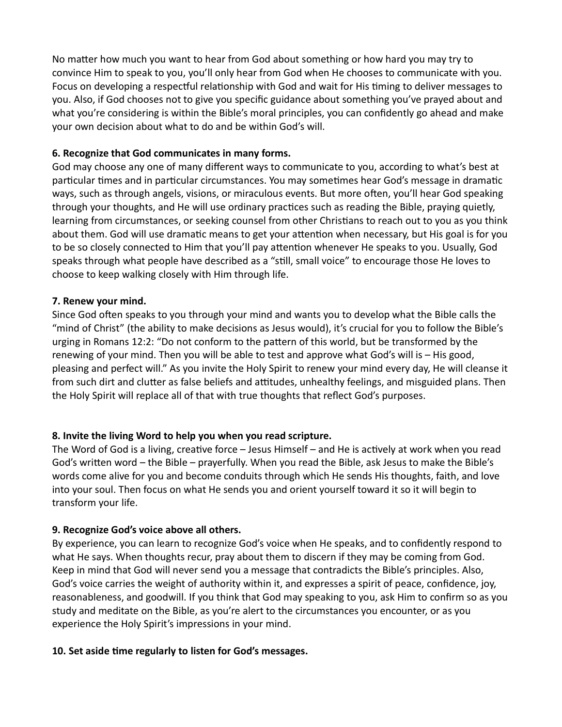No matter how much you want to hear from God about something or how hard you may try to convince Him to speak to you, you'll only hear from God when He chooses to communicate with you. Focus on developing a respectful relationship with God and wait for His timing to deliver messages to you. Also, if God chooses not to give you specific guidance about something you've prayed about and what you're considering is within the Bible's moral principles, you can confidently go ahead and make your own decision about what to do and be within God's will.

**6. Recognize that God communicates in many forms.**

God may choose any one of many different ways to communicate to you, according to what's best at particular times and in particular circumstances. You may sometimes hear God's message in dramatic ways, such as through angels, visions, or miraculous events. But more often, you'll hear God speaking through your thoughts, and He will use ordinary practices such as reading the Bible, praying quietly, learning from circumstances, or seeking counsel from other Christians to reach out to you as you think about them. God will use dramatic means to get your attention when necessary, but His goal is for you to be so closely connected to Him that you'll pay attention whenever He speaks to you. Usually, God speaks through what people have described as a "still, small voice" to encourage those He loves to choose to keep walking closely with Him through life.

**7. Renew your mind.**

Since God often speaks to you through your mind and wants you to develop what the Bible calls the "mind of Christ" (the ability to make decisions as Jesus would), it's crucial for you to follow the Bible's urging in Romans 12:2: "Do not conform to the pattern of this world, but be transformed by the renewing of your mind. Then you will be able to test and approve what God's will is – His good, pleasing and perfect will." As you invite the Holy Spirit to renew your mind every day, He will cleanse it from such dirt and clutter as false beliefs and attitudes, unhealthy feelings, and misguided plans. Then the Holy Spirit will replace all of that with true thoughts that reflect God's purposes.

**8. Invite the living Word to help you when you read scripture.**

The Word of God is a living, creative force – Jesus Himself – and He is actively at work when you read God's written word – the Bible – prayerfully. When you read the Bible, ask Jesus to make the Bible's words come alive for you and become conduits through which He sends His thoughts, faith, and love into your soul. Then focus on what He sends you and orient yourself toward it so it will begin to transform your life.

**9. Recognize God's voice above all others.**

By experience, you can learn to recognize God's voice when He speaks, and to confidently respond to what He says. When thoughts recur, pray about them to discern if they may be coming from God. Keep in mind that God will never send you a message that contradicts the Bible's principles. Also, God's voice carries the weight of authority within it, and expresses a spirit of peace, confidence, joy, reasonableness, and goodwill. If you think that God may speaking to you, ask Him to confirm so as you study and meditate on the Bible, as you're alert to the circumstances you encounter, or as you experience the Holy Spirit's impressions in your mind.

**10. Set aside time regularly to listen for God's messages.**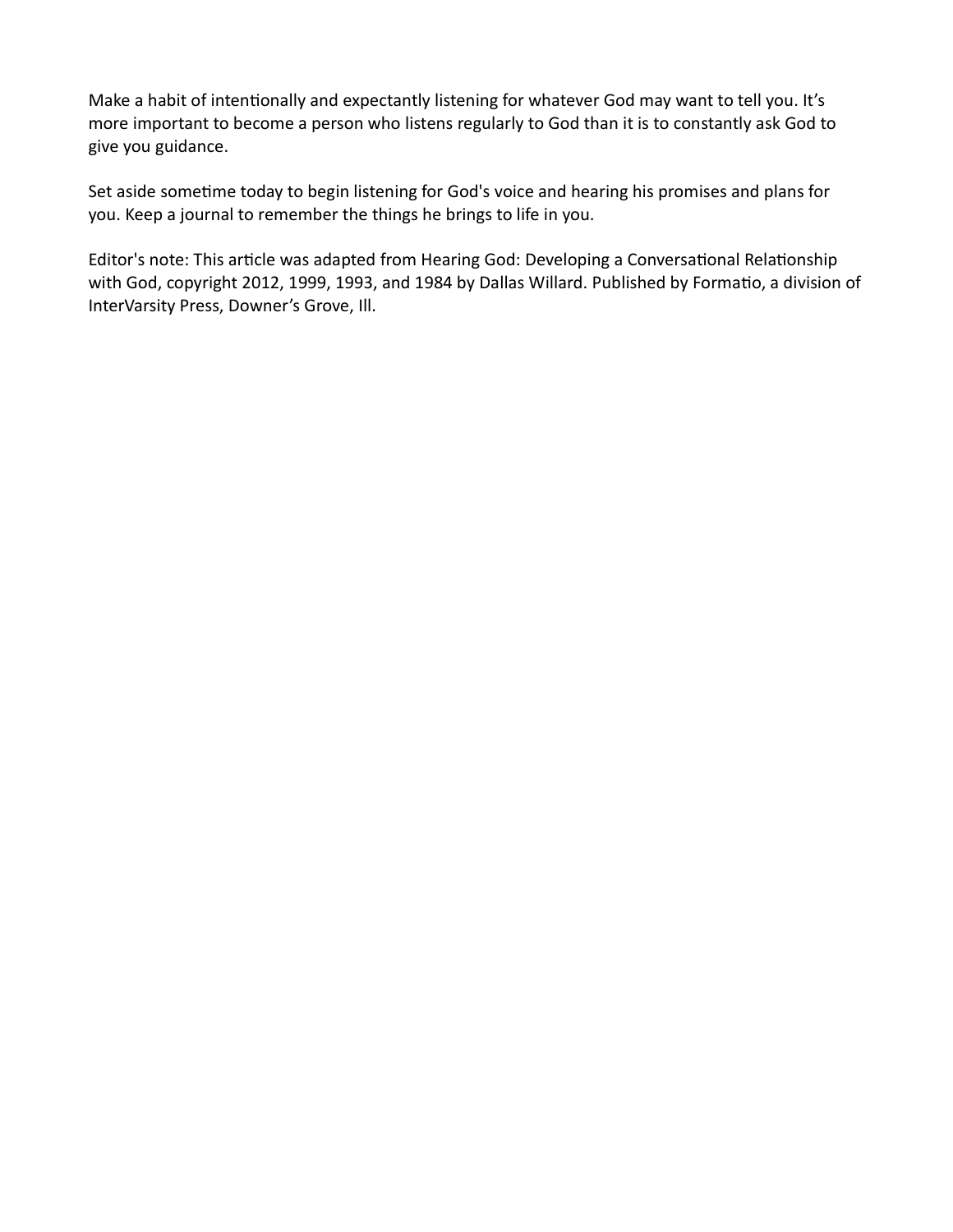Make a habit of intentionally and expectantly listening for whatever God may want to tell you. It's more important to become a person who listens regularly to God than it is to constantly ask God to give you guidance.

Set aside sometime today to begin listening for God's voice and hearing his promises and plans for you. Keep a journal to remember the things he brings to life in you.

Editor's note: This article was adapted from Hearing God: Developing a Conversational Relationship with God, copyright 2012, 1999, 1993, and 1984 by Dallas Willard. Published by Formatio, a division of InterVarsity Press, Downer's Grove, Ill.